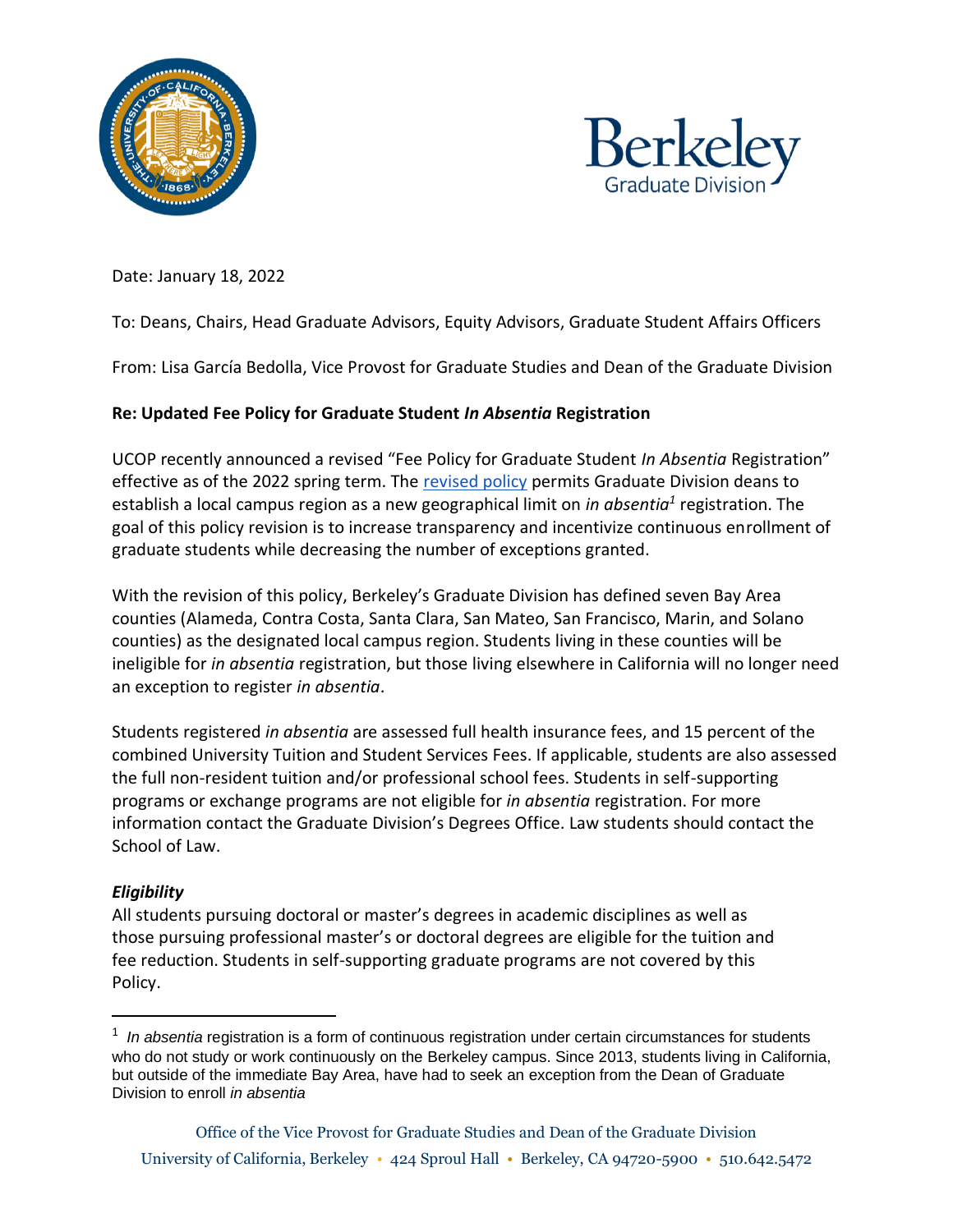Date: January 18, 2022

To: Deans, Chairs, Head Graduate Advisors, Equity Advisors, Graduate Student Affairs Officers

From: Lisa García Bedolla, Vice Provost for Graduate Studies and Dean of the Graduate Division

**Re: Updated Fee Policy for Graduate Student *In Absentia* Registration**

UCOP recently announced a revised "Fee Policy for Graduate Student *In Absentia* Registration" effective as of the 2022 spring term. The revised policy permits Graduate Division deans to establish a local campus region as a new geographical limit on *in absentia*[1] registration. The goal of this policy revision is to increase transparency and incentivize continuous enrollment of graduate students while decreasing the number of exceptions granted.

With the revision of this policy, Berkeley's Graduate Division has defined seven Bay Area counties (Alameda, Contra Costa, Santa Clara, San Mateo, San Francisco, Marin, and Solano counties) as the designated local campus region. Students living in these counties will be ineligible for *in absentia* registration, but those living elsewhere in California will no longer need an exception to register *in absentia*.

Students registered *in absentia* are assessed full health insurance fees, and 15 percent of the combined University Tuition and Student Services Fees. If applicable, students are also assessed the full non-resident tuition and/or professional school fees. Students in self-supporting programs or exchange programs are not eligible for *in absentia* registration. For more information contact the Graduate Division's Degrees Office. Law students should contact the School of Law.

***Eligibility***

All students pursuing doctoral or master's degrees in academic disciplines as well as those pursuing professional master's or doctoral degrees are eligible for the tuition and fee reduction. Students in self-supporting graduate programs are not covered by this Policy.

[1] *In absentia* registration is a form of continuous registration under certain circumstances for students who do not study or work continuously on the Berkeley campus. Since 2013, students living in California, but outside of the immediate Bay Area, have had to seek an exception from the Dean of Graduate Division to enroll *in absentia*

Office of the Vice Provost for Graduate Studies and Dean of the Graduate Division
University of California, Berkeley • 424 Sproul Hall • Berkeley, CA 94720-5900 • 510.642.5472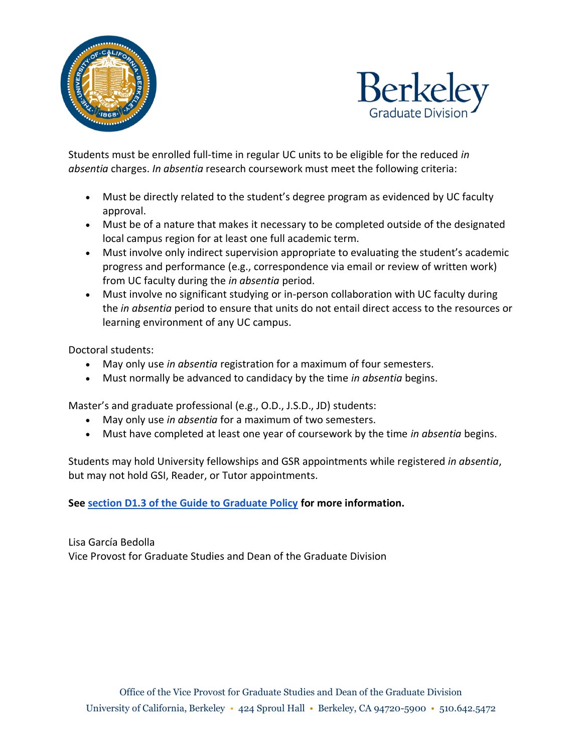Students must be enrolled full-time in regular UC units to be eligible for the reduced *in absentia* charges. *In absentia* research coursework must meet the following criteria:

- Must be directly related to the student's degree program as evidenced by UC faculty approval.
- Must be of a nature that makes it necessary to be completed outside of the designated local campus region for at least one full academic term.
- Must involve only indirect supervision appropriate to evaluating the student's academic progress and performance (e.g., correspondence via email or review of written work) from UC faculty during the *in absentia* period.
- Must involve no significant studying or in-person collaboration with UC faculty during the *in absentia* period to ensure that units do not entail direct access to the resources or learning environment of any UC campus.

Doctoral students:

- May only use *in absentia* registration for a maximum of four semesters.
- Must normally be advanced to candidacy by the time *in absentia* begins.

Master's and graduate professional (e.g., O.D., J.S.D., JD) students:

- May only use *in absentia* for a maximum of two semesters.
- Must have completed at least one year of coursework by the time *in absentia* begins.

Students may hold University fellowships and GSR appointments while registered *in absentia*, but may not hold GSI, Reader, or Tutor appointments.

**See section D1.3 of the Guide to Graduate Policy for more information.**

Lisa García Bedolla
Vice Provost for Graduate Studies and Dean of the Graduate Division